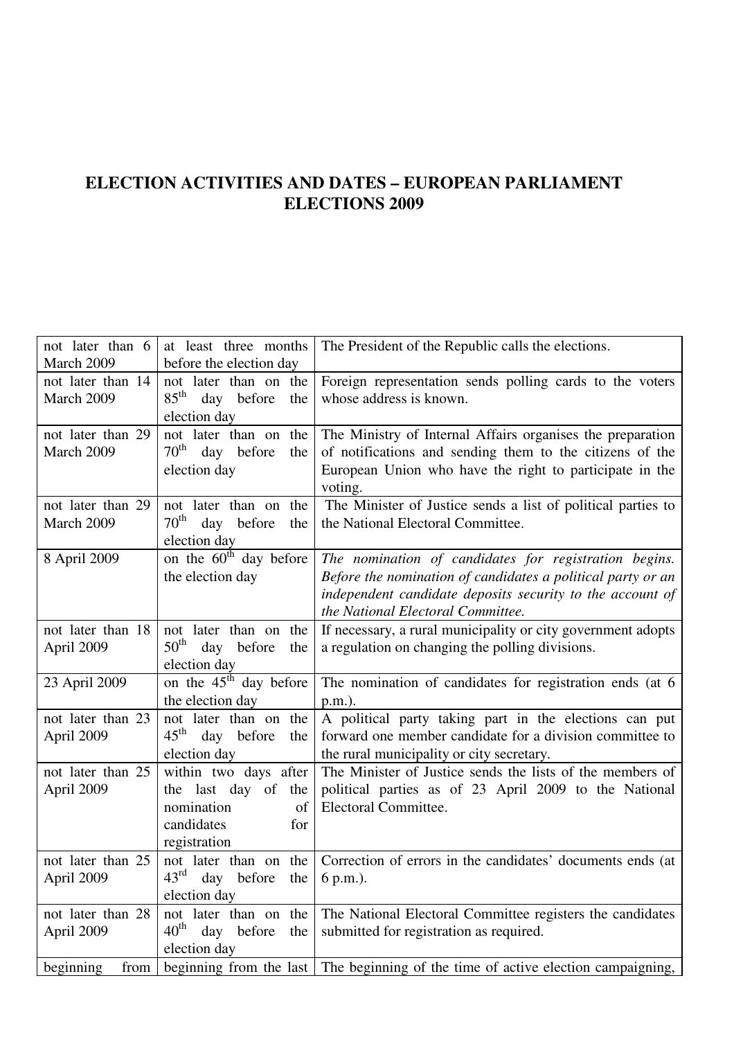# ELECTION ACTIVITIES AND DATES – EUROPEAN PARLIAMENT ELECTIONS 2009

| | | |
|---|---|---|
| not later than 6 March 2009 | at least three months before the election day | The President of the Republic calls the elections. |
| not later than 14 March 2009 | not later than on the 85th day before the election day | Foreign representation sends polling cards to the voters whose address is known. |
| not later than 29 March 2009 | not later than on the 70th day before the election day | The Ministry of Internal Affairs organises the preparation of notifications and sending them to the citizens of the European Union who have the right to participate in the voting. |
| not later than 29 March 2009 | not later than on the 70th day before the election day | The Minister of Justice sends a list of political parties to the National Electoral Committee. |
| 8 April 2009 | on the 60th day before the election day | *The nomination of candidates for registration begins. Before the nomination of candidates a political party or an independent candidate deposits security to the account of the National Electoral Committee.* |
| not later than 18 April 2009 | not later than on the 50th day before the election day | If necessary, a rural municipality or city government adopts a regulation on changing the polling divisions. |
| 23 April 2009 | on the 45th day before the election day | The nomination of candidates for registration ends (at 6 p.m.). |
| not later than 23 April 2009 | not later than on the 45th day before the election day | A political party taking part in the elections can put forward one member candidate for a division committee to the rural municipality or city secretary. |
| not later than 25 April 2009 | within two days after the last day of the nomination of candidates for registration | The Minister of Justice sends the lists of the members of political parties as of 23 April 2009 to the National Electoral Committee. |
| not later than 25 April 2009 | not later than on the 43rd day before the election day | Correction of errors in the candidates' documents ends (at 6 p.m.). |
| not later than 28 April 2009 | not later than on the 40th day before the election day | The National Electoral Committee registers the candidates submitted for registration as required. |
| beginning from | beginning from the last | The beginning of the time of active election campaigning, |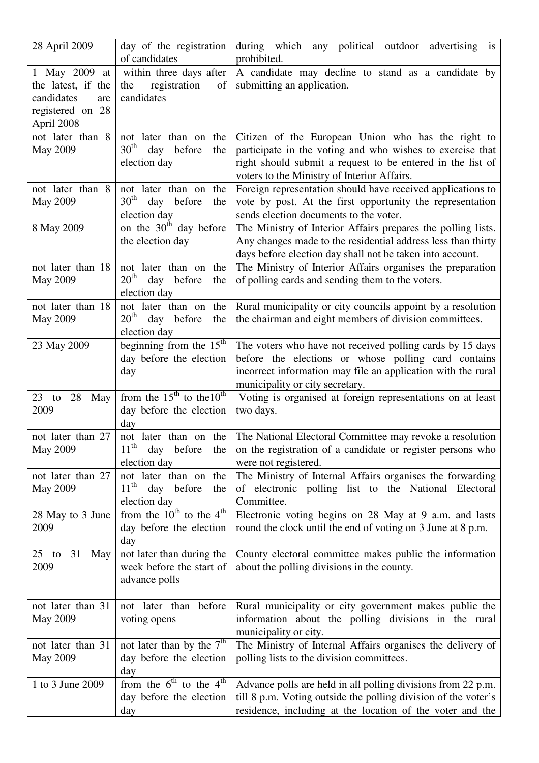| 28 April 2009 | day of the registration of candidates | during which any political outdoor advertising is prohibited. |
|---|---|---|
| 1 May 2009 at the latest, if the candidates are registered on 28 April 2008 | within three days after the registration of candidates | A candidate may decline to stand as a candidate by submitting an application. |
| not later than 8 May 2009 | not later than on the 30th day before the election day | Citizen of the European Union who has the right to participate in the voting and who wishes to exercise that right should submit a request to be entered in the list of voters to the Ministry of Interior Affairs. |
| not later than 8 May 2009 | not later than on the 30th day before the election day | Foreign representation should have received applications to vote by post. At the first opportunity the representation sends election documents to the voter. |
| 8 May 2009 | on the 30th day before the election day | The Ministry of Interior Affairs prepares the polling lists. Any changes made to the residential address less than thirty days before election day shall not be taken into account. |
| not later than 18 May 2009 | not later than on the 20th day before the election day | The Ministry of Interior Affairs organises the preparation of polling cards and sending them to the voters. |
| not later than 18 May 2009 | not later than on the 20th day before the election day | Rural municipality or city councils appoint by a resolution the chairman and eight members of division committees. |
| 23 May 2009 | beginning from the 15th day before the election day | The voters who have not received polling cards by 15 days before the elections or whose polling card contains incorrect information may file an application with the rural municipality or city secretary. |
| 23 to 28 May 2009 | from the 15th to the10th day before the election day | Voting is organised at foreign representations on at least two days. |
| not later than 27 May 2009 | not later than on the 11th day before the election day | The National Electoral Committee may revoke a resolution on the registration of a candidate or register persons who were not registered. |
| not later than 27 May 2009 | not later than on the 11th day before the election day | The Ministry of Internal Affairs organises the forwarding of electronic polling list to the National Electoral Committee. |
| 28 May to 3 June 2009 | from the 10th to the 4th day before the election day | Electronic voting begins on 28 May at 9 a.m. and lasts round the clock until the end of voting on 3 June at 8 p.m. |
| 25 to 31 May 2009 | not later than during the week before the start of advance polls | County electoral committee makes public the information about the polling divisions in the county. |
| not later than 31 May 2009 | not later than before voting opens | Rural municipality or city government makes public the information about the polling divisions in the rural municipality or city. |
| not later than 31 May 2009 | not later than by the 7th day before the election day | The Ministry of Internal Affairs organises the delivery of polling lists to the division committees. |
| 1 to 3 June 2009 | from the 6th to the 4th day before the election day | Advance polls are held in all polling divisions from 22 p.m. till 8 p.m. Voting outside the polling division of the voter's residence, including at the location of the voter and the |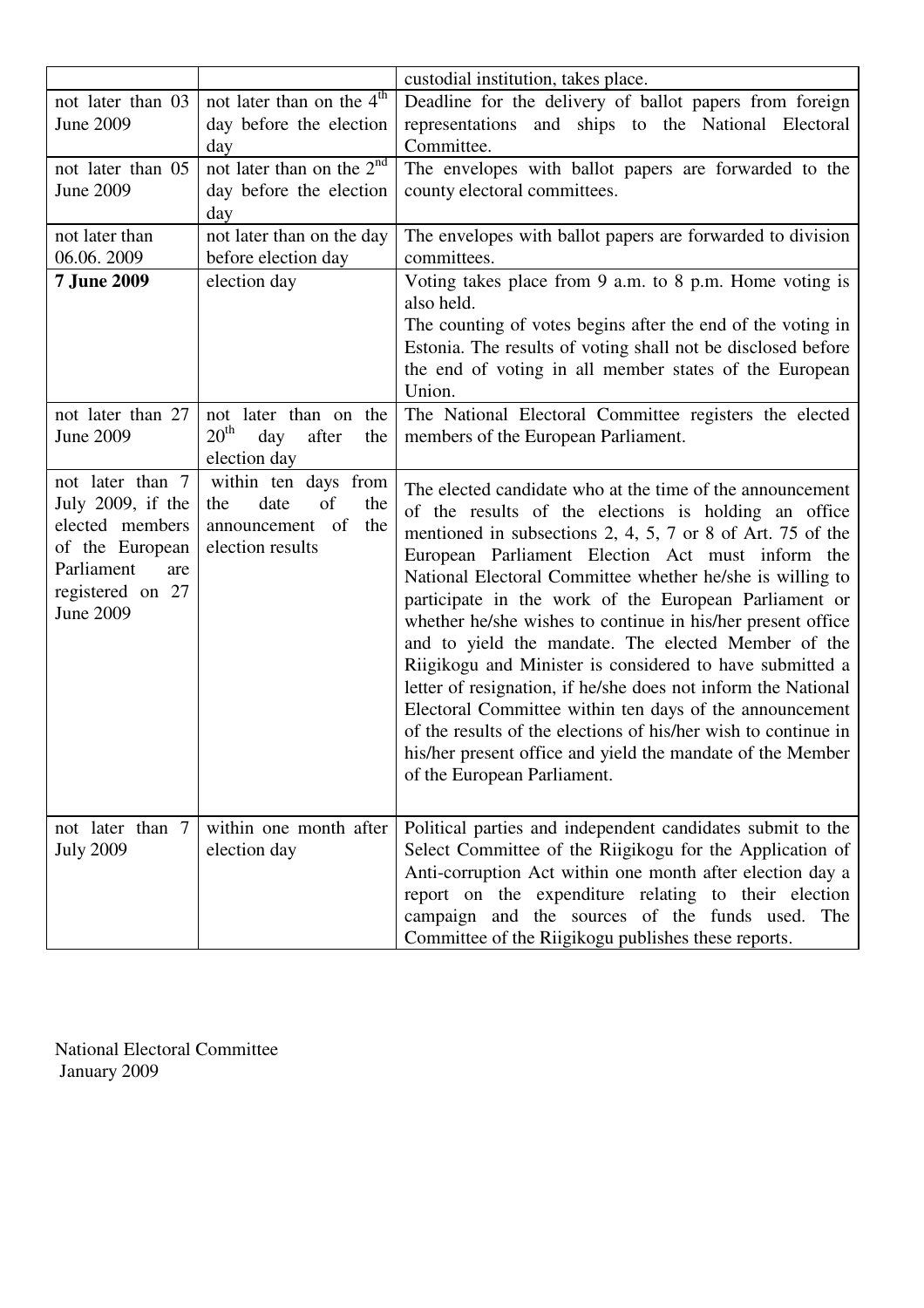| | | |
|---|---|---|
| | | custodial institution, takes place. |
| not later than 03 June 2009 | not later than on the 4th day before the election day | Deadline for the delivery of ballot papers from foreign representations and ships to the National Electoral Committee. |
| not later than 05 June 2009 | not later than on the 2nd day before the election day | The envelopes with ballot papers are forwarded to the county electoral committees. |
| not later than 06.06. 2009 | not later than on the day before election day | The envelopes with ballot papers are forwarded to division committees. |
| **7 June 2009** | election day | Voting takes place from 9 a.m. to 8 p.m. Home voting is also held. The counting of votes begins after the end of the voting in Estonia. The results of voting shall not be disclosed before the end of voting in all member states of the European Union. |
| not later than 27 June 2009 | not later than on the 20th day after the election day | The National Electoral Committee registers the elected members of the European Parliament. |
| not later than 7 July 2009, if the elected members of the European Parliament are registered on 27 June 2009 | within ten days from the date of the announcement of the election results | The elected candidate who at the time of the announcement of the results of the elections is holding an office mentioned in subsections 2, 4, 5, 7 or 8 of Art. 75 of the European Parliament Election Act must inform the National Electoral Committee whether he/she is willing to participate in the work of the European Parliament or whether he/she wishes to continue in his/her present office and to yield the mandate. The elected Member of the Riigikogu and Minister is considered to have submitted a letter of resignation, if he/she does not inform the National Electoral Committee within ten days of the announcement of the results of the elections of his/her wish to continue in his/her present office and yield the mandate of the Member of the European Parliament. |
| not later than 7 July 2009 | within one month after election day | Political parties and independent candidates submit to the Select Committee of the Riigikogu for the Application of Anti-corruption Act within one month after election day a report on the expenditure relating to their election campaign and the sources of the funds used. The Committee of the Riigikogu publishes these reports. |

National Electoral Committee
January 2009